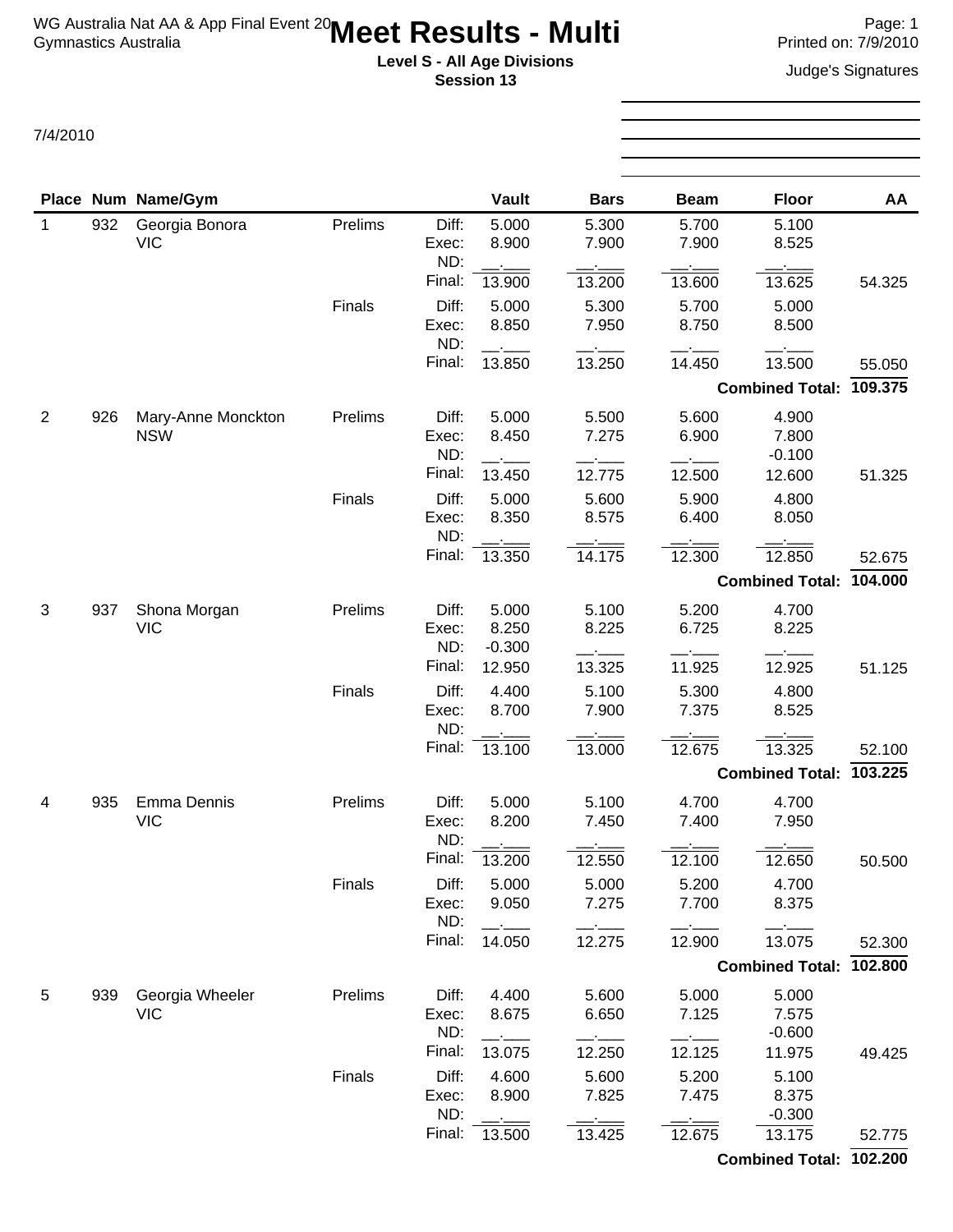WG Australia Nat AA & App Final Event 20
Gymnastics Australia

# Meet Results - Multi

**Level S - All Age Divisions**
**Session 13**

Printed on: 7/9/2010

Judge's Signatures

7/4/2010

| Place | Num | Name/Gym | | | Vault | Bars | Beam | Floor | AA |
|---|---|---|---|---|---|---|---|---|---|
| 1 | 932 | Georgia Bonora | Prelims | Diff: | 5.000 | 5.300 | 5.700 | 5.100 | |
| | | VIC | | Exec: | 8.900 | 7.900 | 7.900 | 8.525 | |
| | | | | ND: | __.___ | __.___ | __.___ | __.___ | |
| | | | | Final: | 13.900 | 13.200 | 13.600 | 13.625 | 54.325 |
| | | | Finals | Diff: | 5.000 | 5.300 | 5.700 | 5.000 | |
| | | | | Exec: | 8.850 | 7.950 | 8.750 | 8.500 | |
| | | | | ND: | __.___ | __.___ | __.___ | __.___ | |
| | | | | Final: | 13.850 | 13.250 | 14.450 | 13.500 | 55.050 |
| | | | | | | | | **Combined Total:** | **109.375** |
| 2 | 926 | Mary-Anne Monckton | Prelims | Diff: | 5.000 | 5.500 | 5.600 | 4.900 | |
| | | NSW | | Exec: | 8.450 | 7.275 | 6.900 | 7.800 | |
| | | | | ND: | __.___ | __.___ | __.___ | -0.100 | |
| | | | | Final: | 13.450 | 12.775 | 12.500 | 12.600 | 51.325 |
| | | | Finals | Diff: | 5.000 | 5.600 | 5.900 | 4.800 | |
| | | | | Exec: | 8.350 | 8.575 | 6.400 | 8.050 | |
| | | | | ND: | __.___ | __.___ | __.___ | __.___ | |
| | | | | Final: | 13.350 | 14.175 | 12.300 | 12.850 | 52.675 |
| | | | | | | | | **Combined Total:** | **104.000** |
| 3 | 937 | Shona Morgan | Prelims | Diff: | 5.000 | 5.100 | 5.200 | 4.700 | |
| | | VIC | | Exec: | 8.250 | 8.225 | 6.725 | 8.225 | |
| | | | | ND: | -0.300 | __.___ | __.___ | __.___ | |
| | | | | Final: | 12.950 | 13.325 | 11.925 | 12.925 | 51.125 |
| | | | Finals | Diff: | 4.400 | 5.100 | 5.300 | 4.800 | |
| | | | | Exec: | 8.700 | 7.900 | 7.375 | 8.525 | |
| | | | | ND: | __.___ | __.___ | __.___ | __.___ | |
| | | | | Final: | 13.100 | 13.000 | 12.675 | 13.325 | 52.100 |
| | | | | | | | | **Combined Total:** | **103.225** |
| 4 | 935 | Emma Dennis | Prelims | Diff: | 5.000 | 5.100 | 4.700 | 4.700 | |
| | | VIC | | Exec: | 8.200 | 7.450 | 7.400 | 7.950 | |
| | | | | ND: | __.___ | __.___ | __.___ | __.___ | |
| | | | | Final: | 13.200 | 12.550 | 12.100 | 12.650 | 50.500 |
| | | | Finals | Diff: | 5.000 | 5.000 | 5.200 | 4.700 | |
| | | | | Exec: | 9.050 | 7.275 | 7.700 | 8.375 | |
| | | | | ND: | __.___ | __.___ | __.___ | __.___ | |
| | | | | Final: | 14.050 | 12.275 | 12.900 | 13.075 | 52.300 |
| | | | | | | | | **Combined Total:** | **102.800** |
| 5 | 939 | Georgia Wheeler | Prelims | Diff: | 4.400 | 5.600 | 5.000 | 5.000 | |
| | | VIC | | Exec: | 8.675 | 6.650 | 7.125 | 7.575 | |
| | | | | ND: | __.___ | __.___ | __.___ | -0.600 | |
| | | | | Final: | 13.075 | 12.250 | 12.125 | 11.975 | 49.425 |
| | | | Finals | Diff: | 4.600 | 5.600 | 5.200 | 5.100 | |
| | | | | Exec: | 8.900 | 7.825 | 7.475 | 8.375 | |
| | | | | ND: | __.___ | __.___ | __.___ | -0.300 | |
| | | | | Final: | 13.500 | 13.425 | 12.675 | 13.175 | 52.775 |
| | | | | | | | | **Combined Total:** | **102.200** |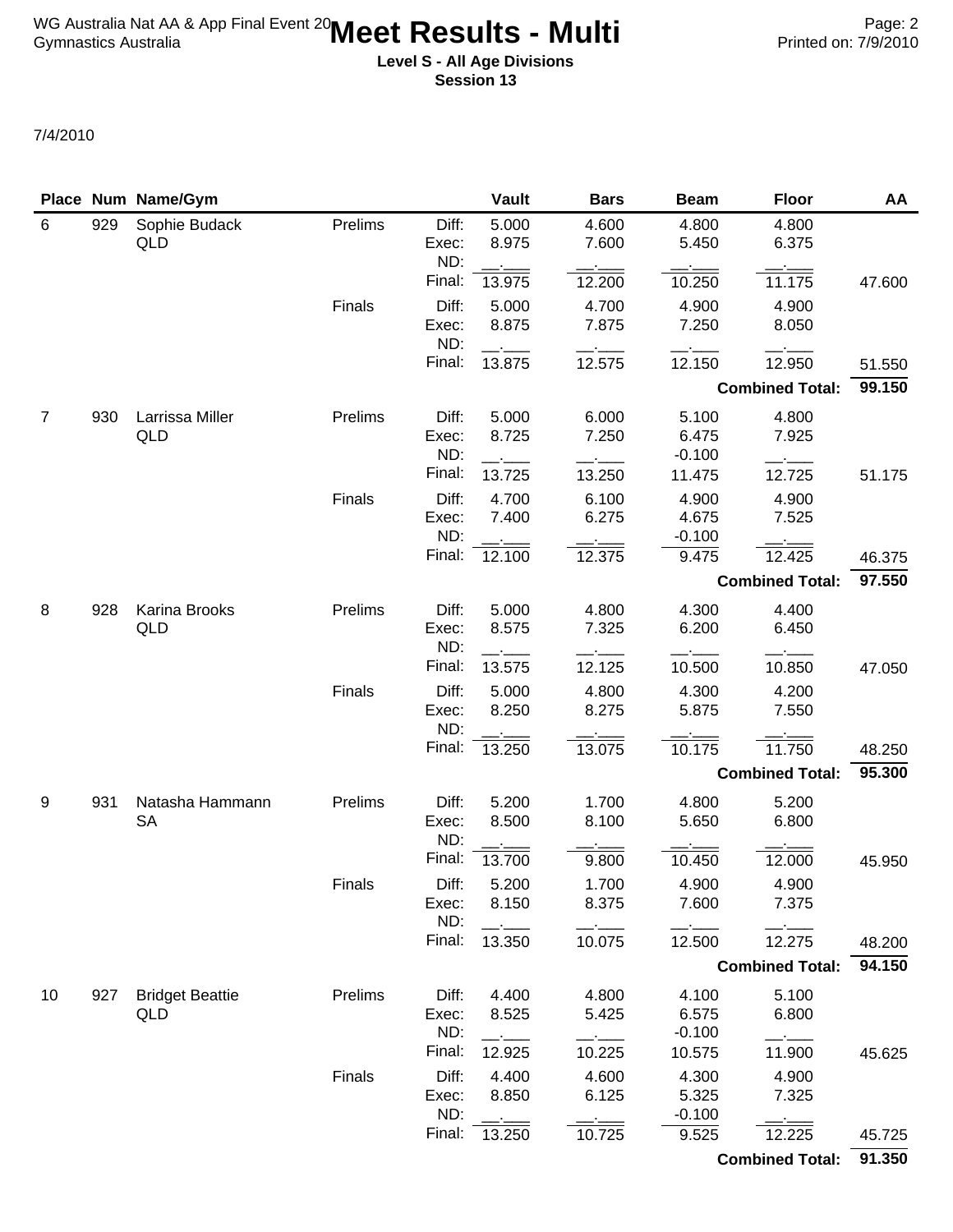# Meet Results - Multi

**Level S - All Age Divisions**
**Session 13**

7/4/2010

| Place | Num | Name/Gym | | | Vault | Bars | Beam | Floor | AA |
|---|---|---|---|---|---|---|---|---|---|
| 6 | 929 | Sophie Budack | Prelims | Diff: | 5.000 | 4.600 | 4.800 | 4.800 | |
| | | QLD | | Exec: | 8.975 | 7.600 | 5.450 | 6.375 | |
| | | | | ND: | __.___ | __.___ | __.___ | __.___ | |
| | | | | Final: | 13.975 | 12.200 | 10.250 | 11.175 | 47.600 |
| | | | Finals | Diff: | 5.000 | 4.700 | 4.900 | 4.900 | |
| | | | | Exec: | 8.875 | 7.875 | 7.250 | 8.050 | |
| | | | | ND: | __.___ | __.___ | __.___ | __.___ | |
| | | | | Final: | 13.875 | 12.575 | 12.150 | 12.950 | 51.550 |
| | | | | | | | | **Combined Total:** | **99.150** |
| 7 | 930 | Larrissa Miller | Prelims | Diff: | 5.000 | 6.000 | 5.100 | 4.800 | |
| | | QLD | | Exec: | 8.725 | 7.250 | 6.475 | 7.925 | |
| | | | | ND: | __.___ | __.___ | -0.100 | __.___ | |
| | | | | Final: | 13.725 | 13.250 | 11.475 | 12.725 | 51.175 |
| | | | Finals | Diff: | 4.700 | 6.100 | 4.900 | 4.900 | |
| | | | | Exec: | 7.400 | 6.275 | 4.675 | 7.525 | |
| | | | | ND: | __.___ | __.___ | -0.100 | __.___ | |
| | | | | Final: | 12.100 | 12.375 | 9.475 | 12.425 | 46.375 |
| | | | | | | | | **Combined Total:** | **97.550** |
| 8 | 928 | Karina Brooks | Prelims | Diff: | 5.000 | 4.800 | 4.300 | 4.400 | |
| | | QLD | | Exec: | 8.575 | 7.325 | 6.200 | 6.450 | |
| | | | | ND: | __.___ | __.___ | __.___ | __.___ | |
| | | | | Final: | 13.575 | 12.125 | 10.500 | 10.850 | 47.050 |
| | | | Finals | Diff: | 5.000 | 4.800 | 4.300 | 4.200 | |
| | | | | Exec: | 8.250 | 8.275 | 5.875 | 7.550 | |
| | | | | ND: | __.___ | __.___ | __.___ | __.___ | |
| | | | | Final: | 13.250 | 13.075 | 10.175 | 11.750 | 48.250 |
| | | | | | | | | **Combined Total:** | **95.300** |
| 9 | 931 | Natasha Hammann | Prelims | Diff: | 5.200 | 1.700 | 4.800 | 5.200 | |
| | | SA | | Exec: | 8.500 | 8.100 | 5.650 | 6.800 | |
| | | | | ND: | __.___ | __.___ | __.___ | __.___ | |
| | | | | Final: | 13.700 | 9.800 | 10.450 | 12.000 | 45.950 |
| | | | Finals | Diff: | 5.200 | 1.700 | 4.900 | 4.900 | |
| | | | | Exec: | 8.150 | 8.375 | 7.600 | 7.375 | |
| | | | | ND: | __.___ | __.___ | __.___ | __.___ | |
| | | | | Final: | 13.350 | 10.075 | 12.500 | 12.275 | 48.200 |
| | | | | | | | | **Combined Total:** | **94.150** |
| 10 | 927 | Bridget Beattie | Prelims | Diff: | 4.400 | 4.800 | 4.100 | 5.100 | |
| | | QLD | | Exec: | 8.525 | 5.425 | 6.575 | 6.800 | |
| | | | | ND: | __.___ | __.___ | -0.100 | __.___ | |
| | | | | Final: | 12.925 | 10.225 | 10.575 | 11.900 | 45.625 |
| | | | Finals | Diff: | 4.400 | 4.600 | 4.300 | 4.900 | |
| | | | | Exec: | 8.850 | 6.125 | 5.325 | 7.325 | |
| | | | | ND: | __.___ | __.___ | -0.100 | __.___ | |
| | | | | Final: | 13.250 | 10.725 | 9.525 | 12.225 | 45.725 |
| | | | | | | | | **Combined Total:** | **91.350** |